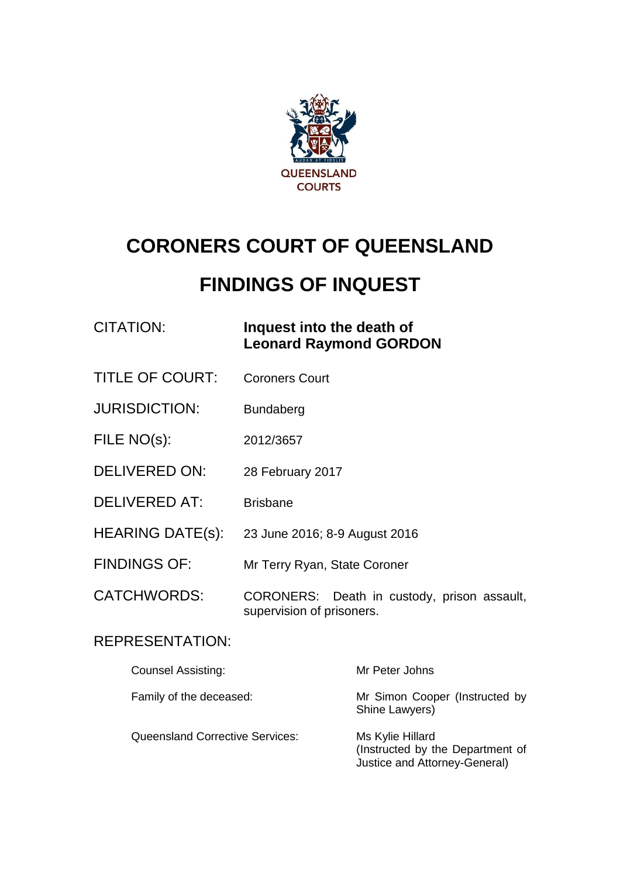QUEENSLAND COURTS

# CORONERS COURT OF QUEENSLAND

# FINDINGS OF INQUEST

| | |
|---|---|
| CITATION: | **Inquest into the death of Leonard Raymond GORDON** |
| TITLE OF COURT: | Coroners Court |
| JURISDICTION: | Bundaberg |
| FILE NO(s): | 2012/3657 |
| DELIVERED ON: | 28 February 2017 |
| DELIVERED AT: | Brisbane |
| HEARING DATE(s): | 23 June 2016; 8-9 August 2016 |
| FINDINGS OF: | Mr Terry Ryan, State Coroner |
| CATCHWORDS: | CORONERS: Death in custody, prison assault, supervision of prisoners. |

REPRESENTATION:

| | |
|---|---|
| Counsel Assisting: | Mr Peter Johns |
| Family of the deceased: | Mr Simon Cooper (Instructed by Shine Lawyers) |
| Queensland Corrective Services: | Ms Kylie Hillard (Instructed by the Department of Justice and Attorney-General) |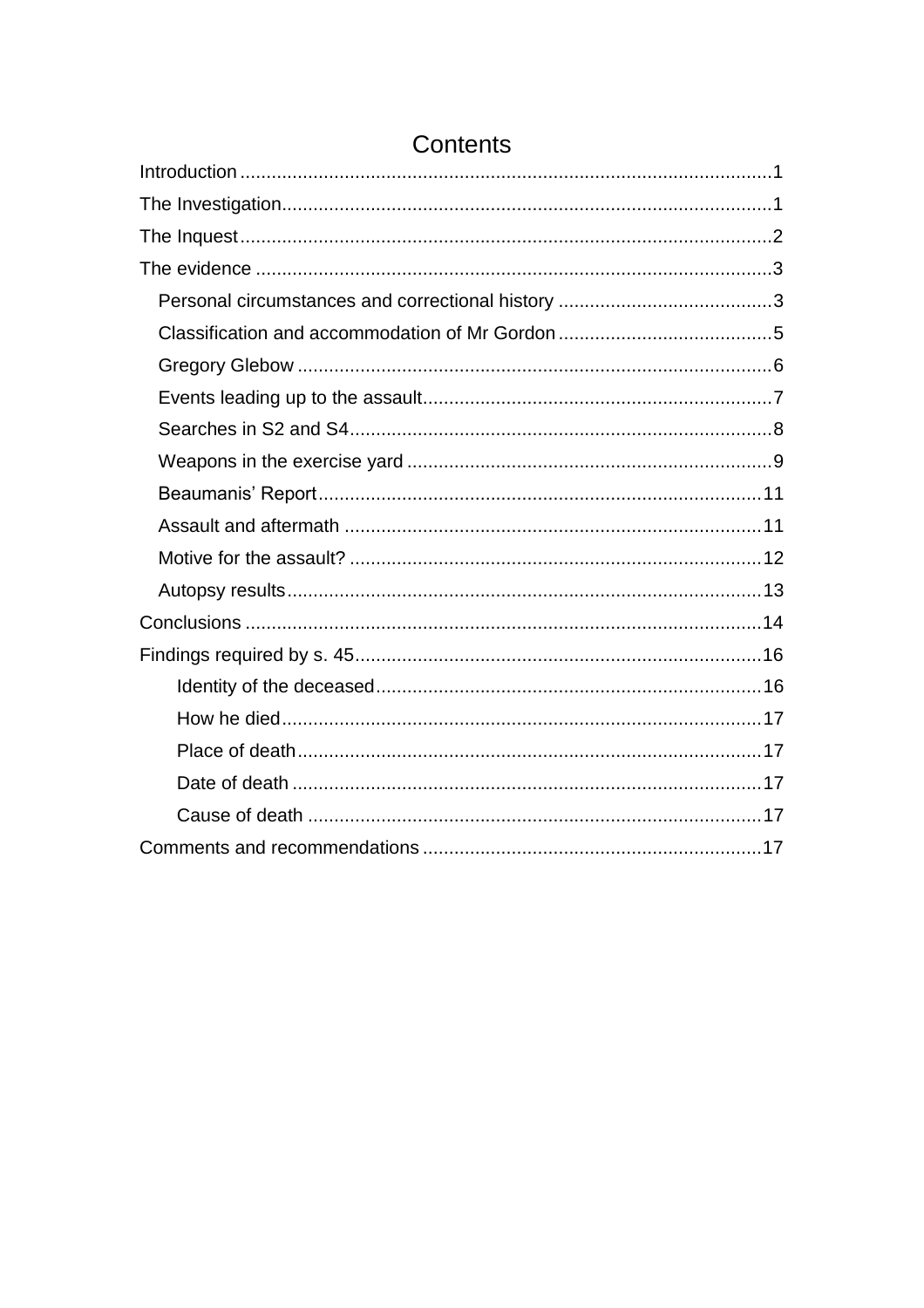# Contents

- Introduction ... 1
- The Investigation ... 1
- The Inquest ... 2
- The evidence ... 3
  - Personal circumstances and correctional history ... 3
  - Classification and accommodation of Mr Gordon ... 5
  - Gregory Glebow ... 6
  - Events leading up to the assault ... 7
  - Searches in S2 and S4 ... 8
  - Weapons in the exercise yard ... 9
  - Beaumanis' Report ... 11
  - Assault and aftermath ... 11
  - Motive for the assault? ... 12
  - Autopsy results ... 13
- Conclusions ... 14
- Findings required by s. 45 ... 16
    - Identity of the deceased ... 16
    - How he died ... 17
    - Place of death ... 17
    - Date of death ... 17
    - Cause of death ... 17
- Comments and recommendations ... 17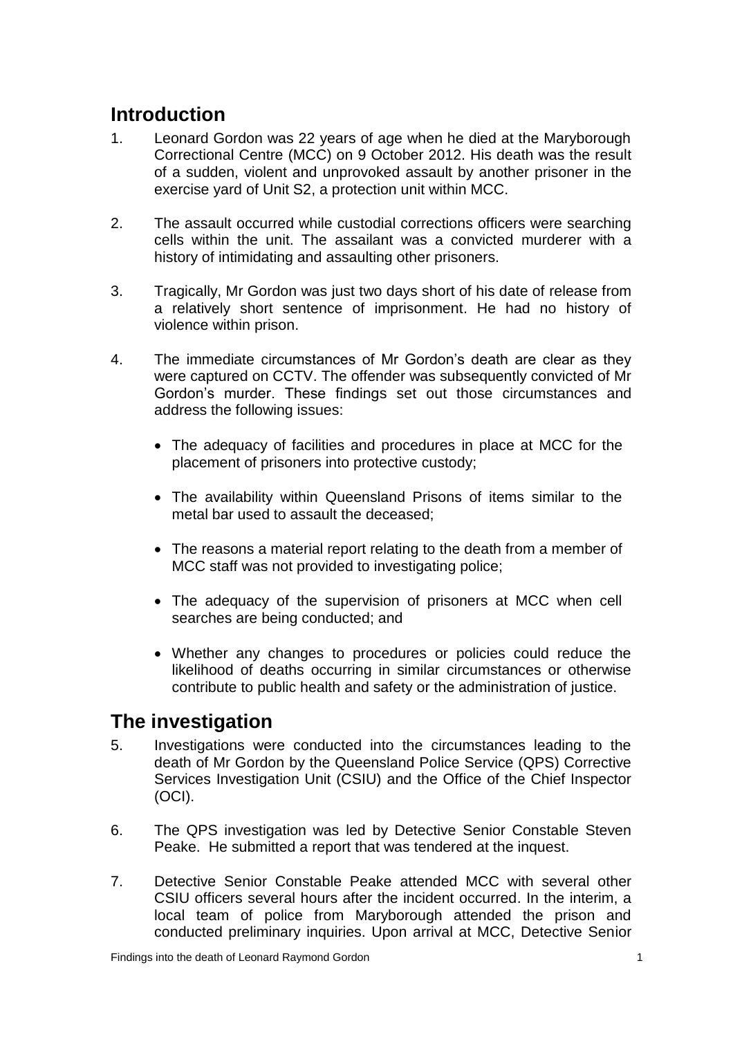## Introduction

1. Leonard Gordon was 22 years of age when he died at the Maryborough Correctional Centre (MCC) on 9 October 2012. His death was the result of a sudden, violent and unprovoked assault by another prisoner in the exercise yard of Unit S2, a protection unit within MCC.

2. The assault occurred while custodial corrections officers were searching cells within the unit. The assailant was a convicted murderer with a history of intimidating and assaulting other prisoners.

3. Tragically, Mr Gordon was just two days short of his date of release from a relatively short sentence of imprisonment. He had no history of violence within prison.

4. The immediate circumstances of Mr Gordon's death are clear as they were captured on CCTV. The offender was subsequently convicted of Mr Gordon's murder. These findings set out those circumstances and address the following issues:

   - The adequacy of facilities and procedures in place at MCC for the placement of prisoners into protective custody;

   - The availability within Queensland Prisons of items similar to the metal bar used to assault the deceased;

   - The reasons a material report relating to the death from a member of MCC staff was not provided to investigating police;

   - The adequacy of the supervision of prisoners at MCC when cell searches are being conducted; and

   - Whether any changes to procedures or policies could reduce the likelihood of deaths occurring in similar circumstances or otherwise contribute to public health and safety or the administration of justice.

## The investigation

5. Investigations were conducted into the circumstances leading to the death of Mr Gordon by the Queensland Police Service (QPS) Corrective Services Investigation Unit (CSIU) and the Office of the Chief Inspector (OCI).

6. The QPS investigation was led by Detective Senior Constable Steven Peake. He submitted a report that was tendered at the inquest.

7. Detective Senior Constable Peake attended MCC with several other CSIU officers several hours after the incident occurred. In the interim, a local team of police from Maryborough attended the prison and conducted preliminary inquiries. Upon arrival at MCC, Detective Senior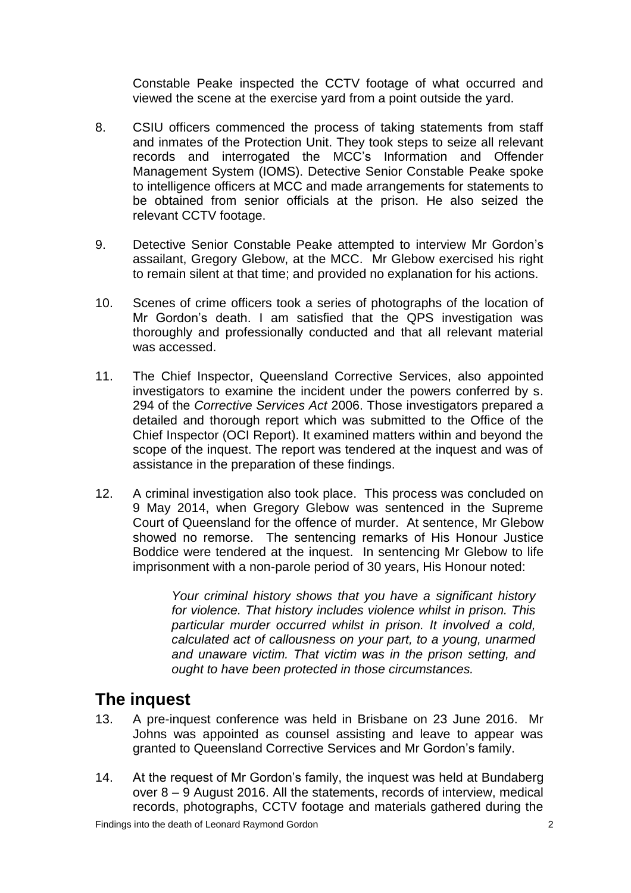Constable Peake inspected the CCTV footage of what occurred and viewed the scene at the exercise yard from a point outside the yard.

8. CSIU officers commenced the process of taking statements from staff and inmates of the Protection Unit. They took steps to seize all relevant records and interrogated the MCC's Information and Offender Management System (IOMS). Detective Senior Constable Peake spoke to intelligence officers at MCC and made arrangements for statements to be obtained from senior officials at the prison. He also seized the relevant CCTV footage.

9. Detective Senior Constable Peake attempted to interview Mr Gordon's assailant, Gregory Glebow, at the MCC. Mr Glebow exercised his right to remain silent at that time; and provided no explanation for his actions.

10. Scenes of crime officers took a series of photographs of the location of Mr Gordon's death. I am satisfied that the QPS investigation was thoroughly and professionally conducted and that all relevant material was accessed.

11. The Chief Inspector, Queensland Corrective Services, also appointed investigators to examine the incident under the powers conferred by s. 294 of the *Corrective Services Act* 2006. Those investigators prepared a detailed and thorough report which was submitted to the Office of the Chief Inspector (OCI Report). It examined matters within and beyond the scope of the inquest. The report was tendered at the inquest and was of assistance in the preparation of these findings.

12. A criminal investigation also took place. This process was concluded on 9 May 2014, when Gregory Glebow was sentenced in the Supreme Court of Queensland for the offence of murder. At sentence, Mr Glebow showed no remorse. The sentencing remarks of His Honour Justice Boddice were tendered at the inquest. In sentencing Mr Glebow to life imprisonment with a non-parole period of 30 years, His Honour noted:

> *Your criminal history shows that you have a significant history for violence. That history includes violence whilst in prison. This particular murder occurred whilst in prison. It involved a cold, calculated act of callousness on your part, to a young, unarmed and unaware victim. That victim was in the prison setting, and ought to have been protected in those circumstances.*

## The inquest

13. A pre-inquest conference was held in Brisbane on 23 June 2016. Mr Johns was appointed as counsel assisting and leave to appear was granted to Queensland Corrective Services and Mr Gordon's family.

14. At the request of Mr Gordon's family, the inquest was held at Bundaberg over 8 – 9 August 2016. All the statements, records of interview, medical records, photographs, CCTV footage and materials gathered during the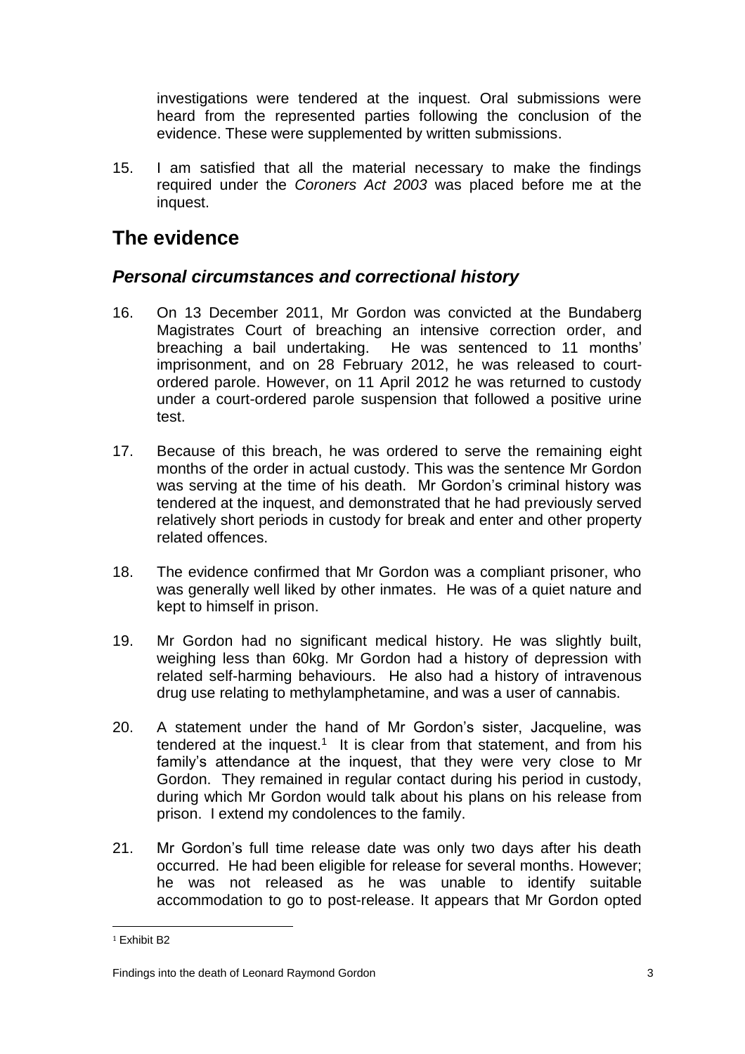investigations were tendered at the inquest. Oral submissions were heard from the represented parties following the conclusion of the evidence. These were supplemented by written submissions.

15. I am satisfied that all the material necessary to make the findings required under the *Coroners Act 2003* was placed before me at the inquest.

## The evidence

### *Personal circumstances and correctional history*

16. On 13 December 2011, Mr Gordon was convicted at the Bundaberg Magistrates Court of breaching an intensive correction order, and breaching a bail undertaking. He was sentenced to 11 months' imprisonment, and on 28 February 2012, he was released to court-ordered parole. However, on 11 April 2012 he was returned to custody under a court-ordered parole suspension that followed a positive urine test.

17. Because of this breach, he was ordered to serve the remaining eight months of the order in actual custody. This was the sentence Mr Gordon was serving at the time of his death. Mr Gordon's criminal history was tendered at the inquest, and demonstrated that he had previously served relatively short periods in custody for break and enter and other property related offences.

18. The evidence confirmed that Mr Gordon was a compliant prisoner, who was generally well liked by other inmates. He was of a quiet nature and kept to himself in prison.

19. Mr Gordon had no significant medical history. He was slightly built, weighing less than 60kg. Mr Gordon had a history of depression with related self-harming behaviours. He also had a history of intravenous drug use relating to methylamphetamine, and was a user of cannabis.

20. A statement under the hand of Mr Gordon's sister, Jacqueline, was tendered at the inquest.[1] It is clear from that statement, and from his family's attendance at the inquest, that they were very close to Mr Gordon. They remained in regular contact during his period in custody, during which Mr Gordon would talk about his plans on his release from prison. I extend my condolences to the family.

21. Mr Gordon's full time release date was only two days after his death occurred. He had been eligible for release for several months. However; he was not released as he was unable to identify suitable accommodation to go to post-release. It appears that Mr Gordon opted

[1] Exhibit B2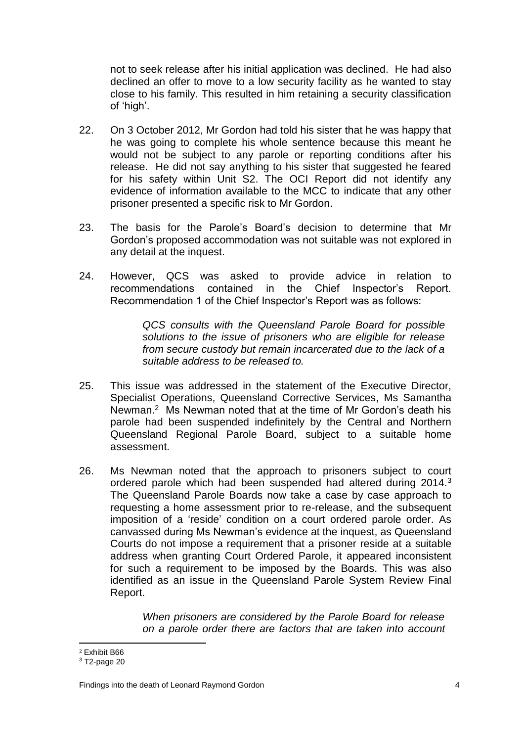not to seek release after his initial application was declined. He had also declined an offer to move to a low security facility as he wanted to stay close to his family. This resulted in him retaining a security classification of 'high'.

22. On 3 October 2012, Mr Gordon had told his sister that he was happy that he was going to complete his whole sentence because this meant he would not be subject to any parole or reporting conditions after his release. He did not say anything to his sister that suggested he feared for his safety within Unit S2. The OCI Report did not identify any evidence of information available to the MCC to indicate that any other prisoner presented a specific risk to Mr Gordon.

23. The basis for the Parole's Board's decision to determine that Mr Gordon's proposed accommodation was not suitable was not explored in any detail at the inquest.

24. However, QCS was asked to provide advice in relation to recommendations contained in the Chief Inspector's Report. Recommendation 1 of the Chief Inspector's Report was as follows:

> *QCS consults with the Queensland Parole Board for possible solutions to the issue of prisoners who are eligible for release from secure custody but remain incarcerated due to the lack of a suitable address to be released to.*

25. This issue was addressed in the statement of the Executive Director, Specialist Operations, Queensland Corrective Services, Ms Samantha Newman.[2] Ms Newman noted that at the time of Mr Gordon's death his parole had been suspended indefinitely by the Central and Northern Queensland Regional Parole Board, subject to a suitable home assessment.

26. Ms Newman noted that the approach to prisoners subject to court ordered parole which had been suspended had altered during 2014.[3] The Queensland Parole Boards now take a case by case approach to requesting a home assessment prior to re-release, and the subsequent imposition of a 'reside' condition on a court ordered parole order. As canvassed during Ms Newman's evidence at the inquest, as Queensland Courts do not impose a requirement that a prisoner reside at a suitable address when granting Court Ordered Parole, it appeared inconsistent for such a requirement to be imposed by the Boards. This was also identified as an issue in the Queensland Parole System Review Final Report.

> *When prisoners are considered by the Parole Board for release on a parole order there are factors that are taken into account*

[2] Exhibit B66

[3] T2-page 20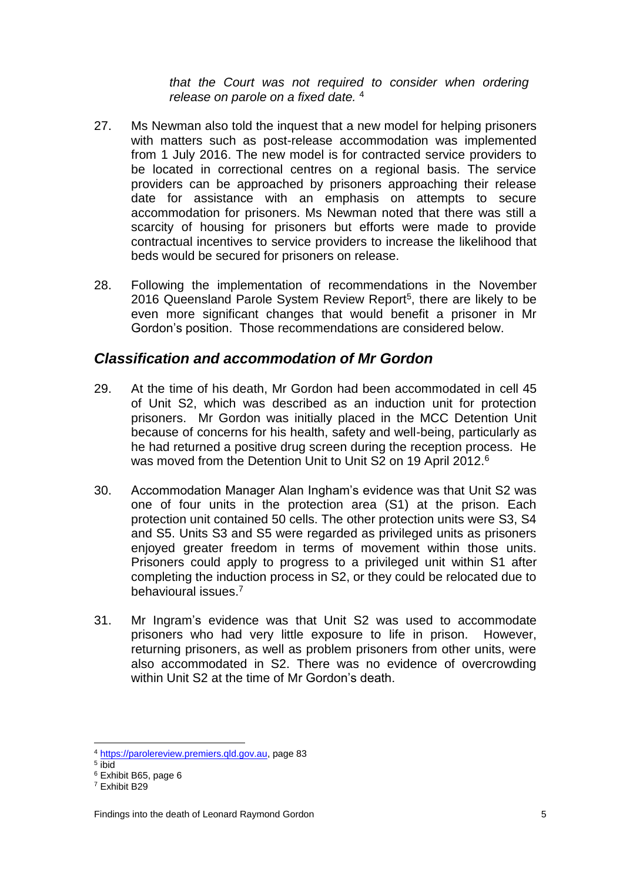*that the Court was not required to consider when ordering release on parole on a fixed date.* [4]

27. Ms Newman also told the inquest that a new model for helping prisoners with matters such as post-release accommodation was implemented from 1 July 2016. The new model is for contracted service providers to be located in correctional centres on a regional basis. The service providers can be approached by prisoners approaching their release date for assistance with an emphasis on attempts to secure accommodation for prisoners. Ms Newman noted that there was still a scarcity of housing for prisoners but efforts were made to provide contractual incentives to service providers to increase the likelihood that beds would be secured for prisoners on release.

28. Following the implementation of recommendations in the November 2016 Queensland Parole System Review Report[5], there are likely to be even more significant changes that would benefit a prisoner in Mr Gordon's position. Those recommendations are considered below.

## *Classification and accommodation of Mr Gordon*

29. At the time of his death, Mr Gordon had been accommodated in cell 45 of Unit S2, which was described as an induction unit for protection prisoners. Mr Gordon was initially placed in the MCC Detention Unit because of concerns for his health, safety and well-being, particularly as he had returned a positive drug screen during the reception process. He was moved from the Detention Unit to Unit S2 on 19 April 2012.[6]

30. Accommodation Manager Alan Ingham's evidence was that Unit S2 was one of four units in the protection area (S1) at the prison. Each protection unit contained 50 cells. The other protection units were S3, S4 and S5. Units S3 and S5 were regarded as privileged units as prisoners enjoyed greater freedom in terms of movement within those units. Prisoners could apply to progress to a privileged unit within S1 after completing the induction process in S2, or they could be relocated due to behavioural issues.[7]

31. Mr Ingram's evidence was that Unit S2 was used to accommodate prisoners who had very little exposure to life in prison. However, returning prisoners, as well as problem prisoners from other units, were also accommodated in S2. There was no evidence of overcrowding within Unit S2 at the time of Mr Gordon's death.

---

[4] https://parolereview.premiers.qld.gov.au, page 83

[5] ibid

[6] Exhibit B65, page 6

[7] Exhibit B29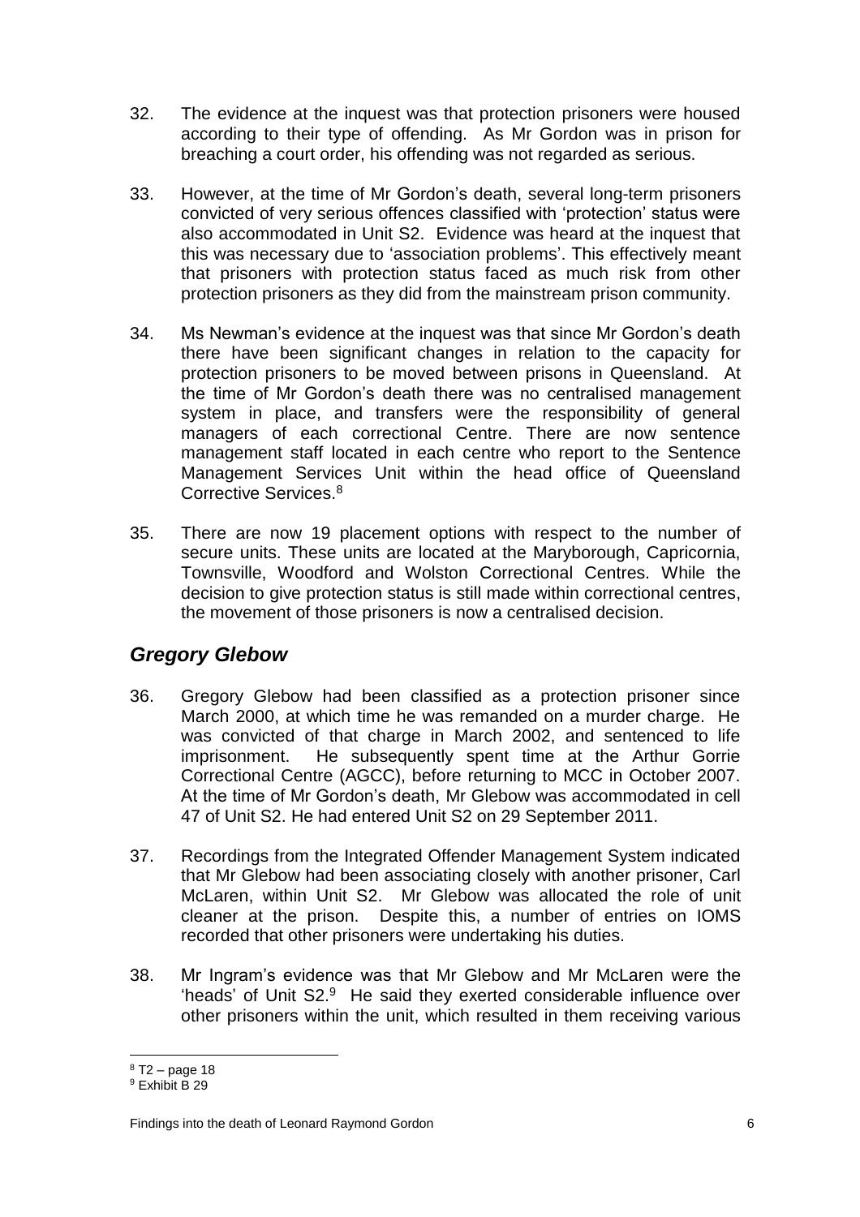32. The evidence at the inquest was that protection prisoners were housed according to their type of offending. As Mr Gordon was in prison for breaching a court order, his offending was not regarded as serious.

33. However, at the time of Mr Gordon's death, several long-term prisoners convicted of very serious offences classified with 'protection' status were also accommodated in Unit S2. Evidence was heard at the inquest that this was necessary due to 'association problems'. This effectively meant that prisoners with protection status faced as much risk from other protection prisoners as they did from the mainstream prison community.

34. Ms Newman's evidence at the inquest was that since Mr Gordon's death there have been significant changes in relation to the capacity for protection prisoners to be moved between prisons in Queensland. At the time of Mr Gordon's death there was no centralised management system in place, and transfers were the responsibility of general managers of each correctional Centre. There are now sentence management staff located in each centre who report to the Sentence Management Services Unit within the head office of Queensland Corrective Services.[8]

35. There are now 19 placement options with respect to the number of secure units. These units are located at the Maryborough, Capricornia, Townsville, Woodford and Wolston Correctional Centres. While the decision to give protection status is still made within correctional centres, the movement of those prisoners is now a centralised decision.

## *Gregory Glebow*

36. Gregory Glebow had been classified as a protection prisoner since March 2000, at which time he was remanded on a murder charge. He was convicted of that charge in March 2002, and sentenced to life imprisonment. He subsequently spent time at the Arthur Gorrie Correctional Centre (AGCC), before returning to MCC in October 2007. At the time of Mr Gordon's death, Mr Glebow was accommodated in cell 47 of Unit S2. He had entered Unit S2 on 29 September 2011.

37. Recordings from the Integrated Offender Management System indicated that Mr Glebow had been associating closely with another prisoner, Carl McLaren, within Unit S2. Mr Glebow was allocated the role of unit cleaner at the prison. Despite this, a number of entries on IOMS recorded that other prisoners were undertaking his duties.

38. Mr Ingram's evidence was that Mr Glebow and Mr McLaren were the 'heads' of Unit S2.[9] He said they exerted considerable influence over other prisoners within the unit, which resulted in them receiving various

---

[8] T2 – page 18

[9] Exhibit B 29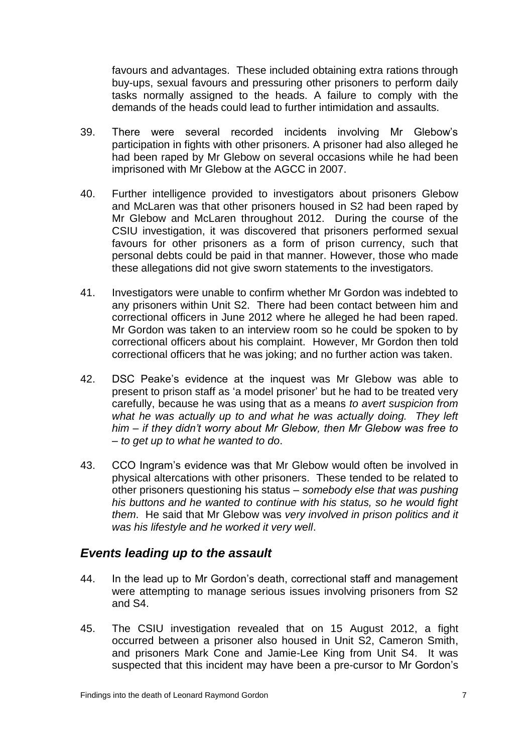favours and advantages. These included obtaining extra rations through buy-ups, sexual favours and pressuring other prisoners to perform daily tasks normally assigned to the heads. A failure to comply with the demands of the heads could lead to further intimidation and assaults.

39. There were several recorded incidents involving Mr Glebow's participation in fights with other prisoners. A prisoner had also alleged he had been raped by Mr Glebow on several occasions while he had been imprisoned with Mr Glebow at the AGCC in 2007.

40. Further intelligence provided to investigators about prisoners Glebow and McLaren was that other prisoners housed in S2 had been raped by Mr Glebow and McLaren throughout 2012. During the course of the CSIU investigation, it was discovered that prisoners performed sexual favours for other prisoners as a form of prison currency, such that personal debts could be paid in that manner. However, those who made these allegations did not give sworn statements to the investigators.

41. Investigators were unable to confirm whether Mr Gordon was indebted to any prisoners within Unit S2. There had been contact between him and correctional officers in June 2012 where he alleged he had been raped. Mr Gordon was taken to an interview room so he could be spoken to by correctional officers about his complaint. However, Mr Gordon then told correctional officers that he was joking; and no further action was taken.

42. DSC Peake's evidence at the inquest was Mr Glebow was able to present to prison staff as 'a model prisoner' but he had to be treated very carefully, because he was using that as a means *to avert suspicion from what he was actually up to and what he was actually doing. They left him – if they didn't worry about Mr Glebow, then Mr Glebow was free to – to get up to what he wanted to do*.

43. CCO Ingram's evidence was that Mr Glebow would often be involved in physical altercations with other prisoners. These tended to be related to other prisoners questioning his status – *somebody else that was pushing his buttons and he wanted to continue with his status, so he would fight them*. He said that Mr Glebow was *very involved in prison politics and it was his lifestyle and he worked it very well*.

## *Events leading up to the assault*

44. In the lead up to Mr Gordon's death, correctional staff and management were attempting to manage serious issues involving prisoners from S2 and S4.

45. The CSIU investigation revealed that on 15 August 2012, a fight occurred between a prisoner also housed in Unit S2, Cameron Smith, and prisoners Mark Cone and Jamie-Lee King from Unit S4. It was suspected that this incident may have been a pre-cursor to Mr Gordon's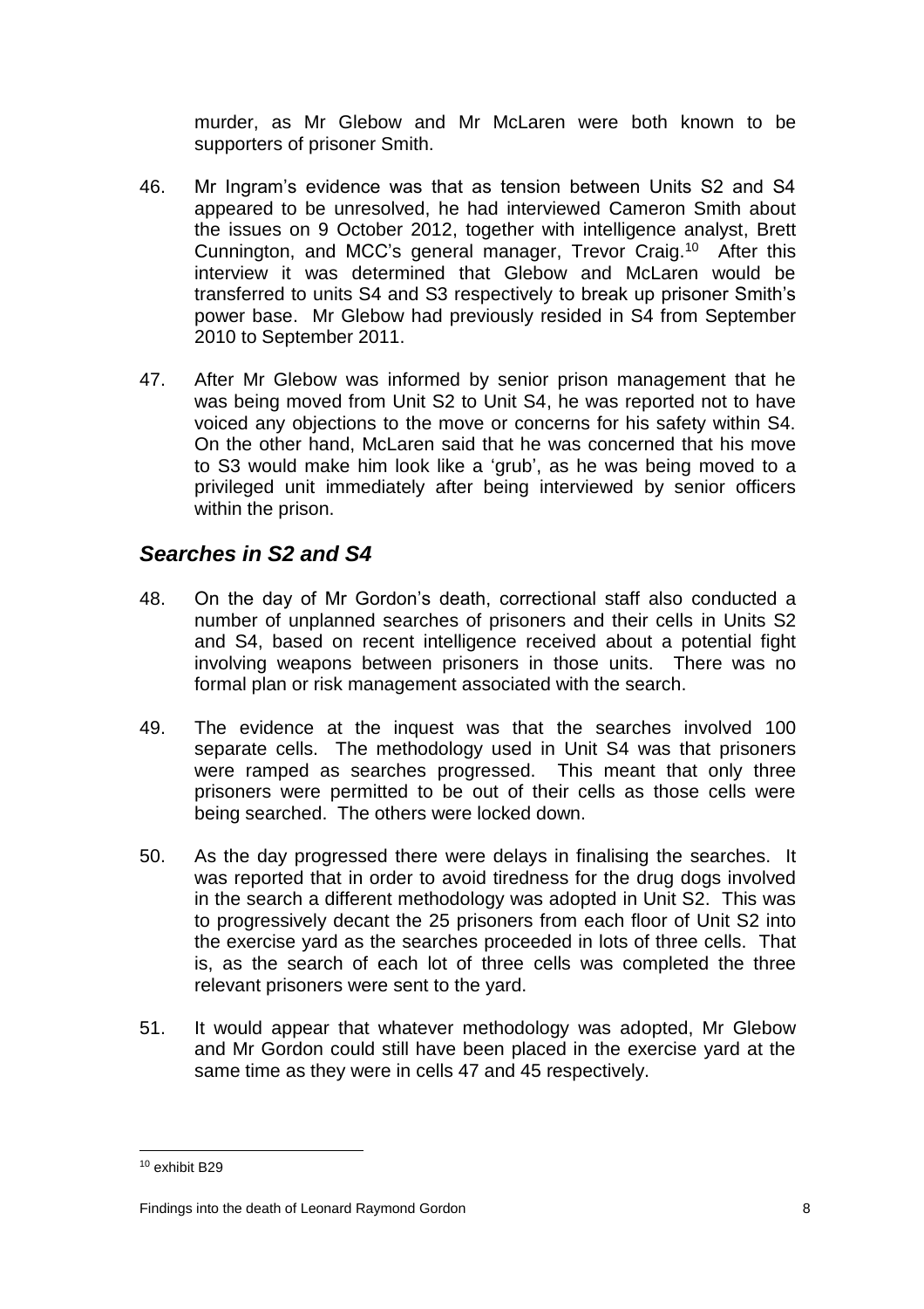murder, as Mr Glebow and Mr McLaren were both known to be supporters of prisoner Smith.

46. Mr Ingram's evidence was that as tension between Units S2 and S4 appeared to be unresolved, he had interviewed Cameron Smith about the issues on 9 October 2012, together with intelligence analyst, Brett Cunnington, and MCC's general manager, Trevor Craig.[10] After this interview it was determined that Glebow and McLaren would be transferred to units S4 and S3 respectively to break up prisoner Smith's power base. Mr Glebow had previously resided in S4 from September 2010 to September 2011.

47. After Mr Glebow was informed by senior prison management that he was being moved from Unit S2 to Unit S4, he was reported not to have voiced any objections to the move or concerns for his safety within S4. On the other hand, McLaren said that he was concerned that his move to S3 would make him look like a 'grub', as he was being moved to a privileged unit immediately after being interviewed by senior officers within the prison.

## *Searches in S2 and S4*

48. On the day of Mr Gordon's death, correctional staff also conducted a number of unplanned searches of prisoners and their cells in Units S2 and S4, based on recent intelligence received about a potential fight involving weapons between prisoners in those units. There was no formal plan or risk management associated with the search.

49. The evidence at the inquest was that the searches involved 100 separate cells. The methodology used in Unit S4 was that prisoners were ramped as searches progressed. This meant that only three prisoners were permitted to be out of their cells as those cells were being searched. The others were locked down.

50. As the day progressed there were delays in finalising the searches. It was reported that in order to avoid tiredness for the drug dogs involved in the search a different methodology was adopted in Unit S2. This was to progressively decant the 25 prisoners from each floor of Unit S2 into the exercise yard as the searches proceeded in lots of three cells. That is, as the search of each lot of three cells was completed the three relevant prisoners were sent to the yard.

51. It would appear that whatever methodology was adopted, Mr Glebow and Mr Gordon could still have been placed in the exercise yard at the same time as they were in cells 47 and 45 respectively.

---

[10] exhibit B29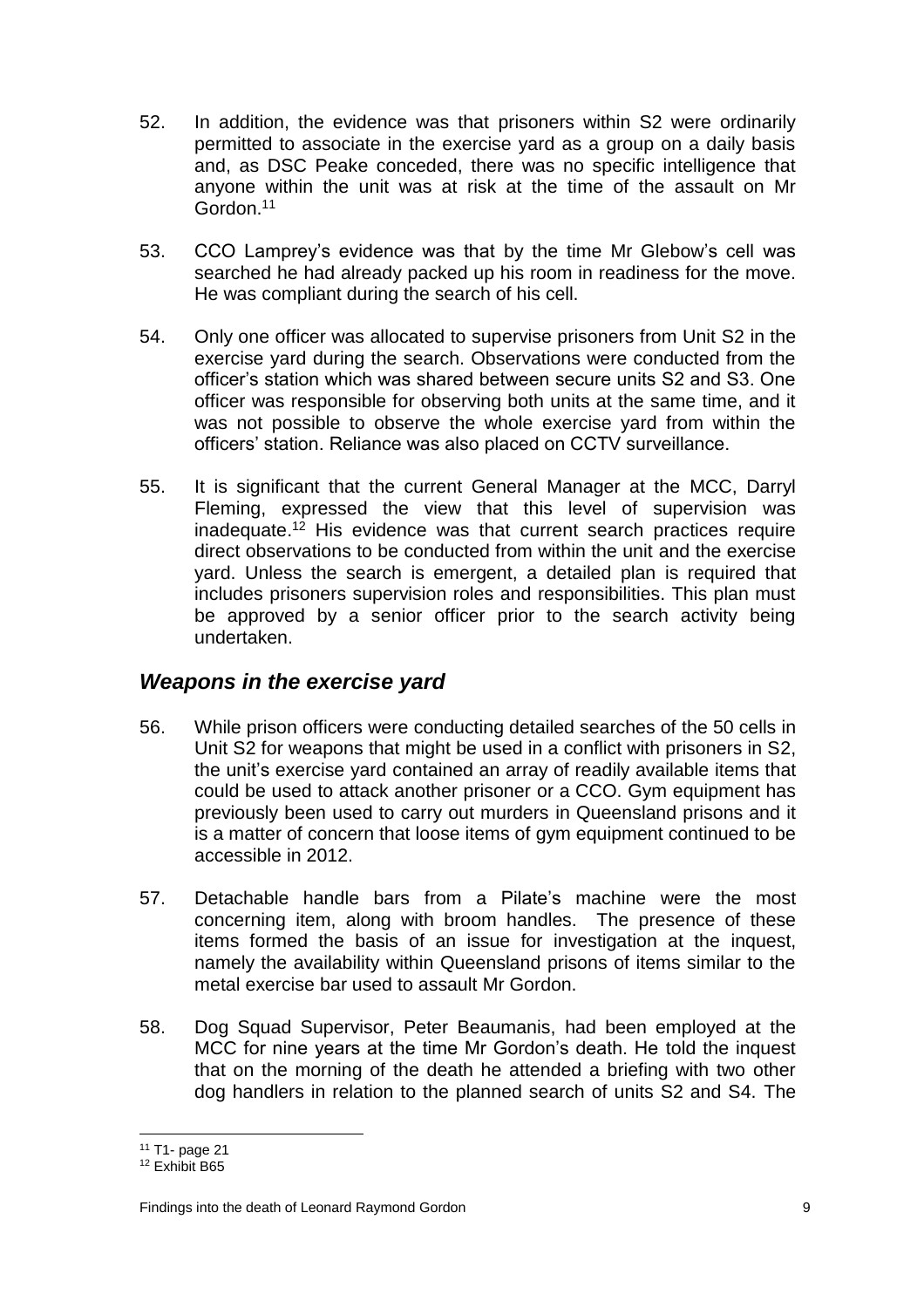52. In addition, the evidence was that prisoners within S2 were ordinarily permitted to associate in the exercise yard as a group on a daily basis and, as DSC Peake conceded, there was no specific intelligence that anyone within the unit was at risk at the time of the assault on Mr Gordon.[11]

53. CCO Lamprey's evidence was that by the time Mr Glebow's cell was searched he had already packed up his room in readiness for the move. He was compliant during the search of his cell.

54. Only one officer was allocated to supervise prisoners from Unit S2 in the exercise yard during the search. Observations were conducted from the officer's station which was shared between secure units S2 and S3. One officer was responsible for observing both units at the same time, and it was not possible to observe the whole exercise yard from within the officers' station. Reliance was also placed on CCTV surveillance.

55. It is significant that the current General Manager at the MCC, Darryl Fleming, expressed the view that this level of supervision was inadequate.[12] His evidence was that current search practices require direct observations to be conducted from within the unit and the exercise yard. Unless the search is emergent, a detailed plan is required that includes prisoners supervision roles and responsibilities. This plan must be approved by a senior officer prior to the search activity being undertaken.

## *Weapons in the exercise yard*

56. While prison officers were conducting detailed searches of the 50 cells in Unit S2 for weapons that might be used in a conflict with prisoners in S2, the unit's exercise yard contained an array of readily available items that could be used to attack another prisoner or a CCO. Gym equipment has previously been used to carry out murders in Queensland prisons and it is a matter of concern that loose items of gym equipment continued to be accessible in 2012.

57. Detachable handle bars from a Pilate's machine were the most concerning item, along with broom handles. The presence of these items formed the basis of an issue for investigation at the inquest, namely the availability within Queensland prisons of items similar to the metal exercise bar used to assault Mr Gordon.

58. Dog Squad Supervisor, Peter Beaumanis, had been employed at the MCC for nine years at the time Mr Gordon's death. He told the inquest that on the morning of the death he attended a briefing with two other dog handlers in relation to the planned search of units S2 and S4. The

---

[11] T1- page 21

[12] Exhibit B65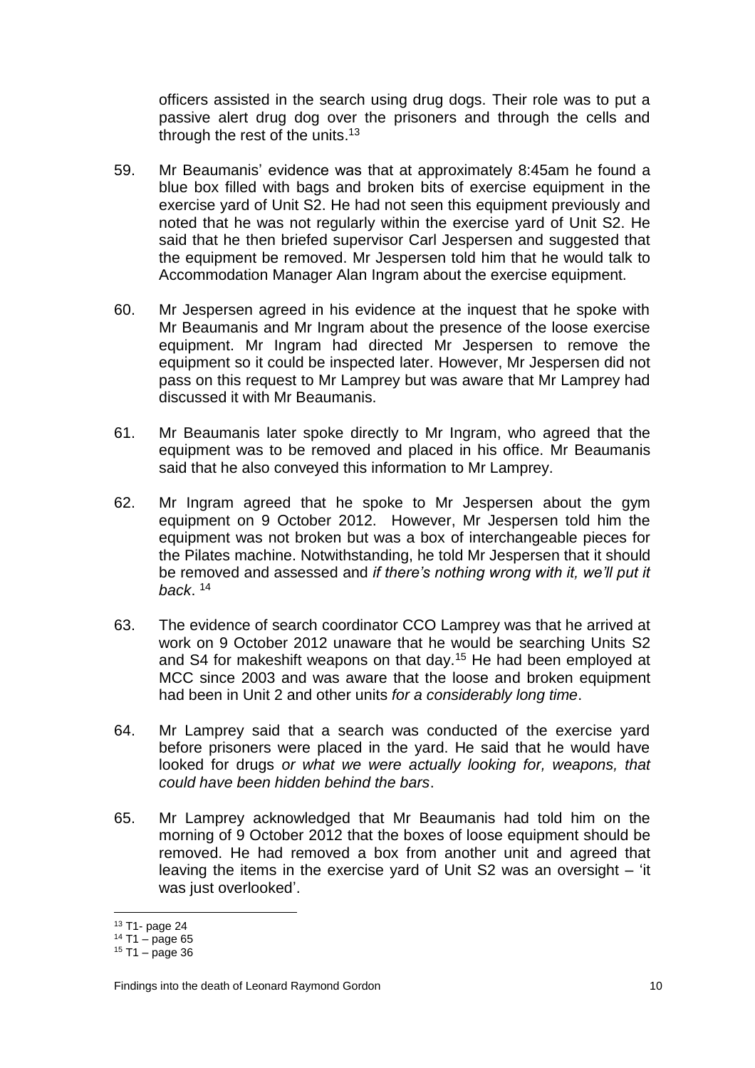officers assisted in the search using drug dogs. Their role was to put a passive alert drug dog over the prisoners and through the cells and through the rest of the units.[13]

59. Mr Beaumanis' evidence was that at approximately 8:45am he found a blue box filled with bags and broken bits of exercise equipment in the exercise yard of Unit S2. He had not seen this equipment previously and noted that he was not regularly within the exercise yard of Unit S2. He said that he then briefed supervisor Carl Jespersen and suggested that the equipment be removed. Mr Jespersen told him that he would talk to Accommodation Manager Alan Ingram about the exercise equipment.

60. Mr Jespersen agreed in his evidence at the inquest that he spoke with Mr Beaumanis and Mr Ingram about the presence of the loose exercise equipment. Mr Ingram had directed Mr Jespersen to remove the equipment so it could be inspected later. However, Mr Jespersen did not pass on this request to Mr Lamprey but was aware that Mr Lamprey had discussed it with Mr Beaumanis.

61. Mr Beaumanis later spoke directly to Mr Ingram, who agreed that the equipment was to be removed and placed in his office. Mr Beaumanis said that he also conveyed this information to Mr Lamprey.

62. Mr Ingram agreed that he spoke to Mr Jespersen about the gym equipment on 9 October 2012. However, Mr Jespersen told him the equipment was not broken but was a box of interchangeable pieces for the Pilates machine. Notwithstanding, he told Mr Jespersen that it should be removed and assessed and *if there's nothing wrong with it, we'll put it back*.[14]

63. The evidence of search coordinator CCO Lamprey was that he arrived at work on 9 October 2012 unaware that he would be searching Units S2 and S4 for makeshift weapons on that day.[15] He had been employed at MCC since 2003 and was aware that the loose and broken equipment had been in Unit 2 and other units *for a considerably long time*.

64. Mr Lamprey said that a search was conducted of the exercise yard before prisoners were placed in the yard. He said that he would have looked for drugs *or what we were actually looking for, weapons, that could have been hidden behind the bars*.

65. Mr Lamprey acknowledged that Mr Beaumanis had told him on the morning of 9 October 2012 that the boxes of loose equipment should be removed. He had removed a box from another unit and agreed that leaving the items in the exercise yard of Unit S2 was an oversight – 'it was just overlooked'.

---

[13] T1- page 24
[14] T1 – page 65
[15] T1 – page 36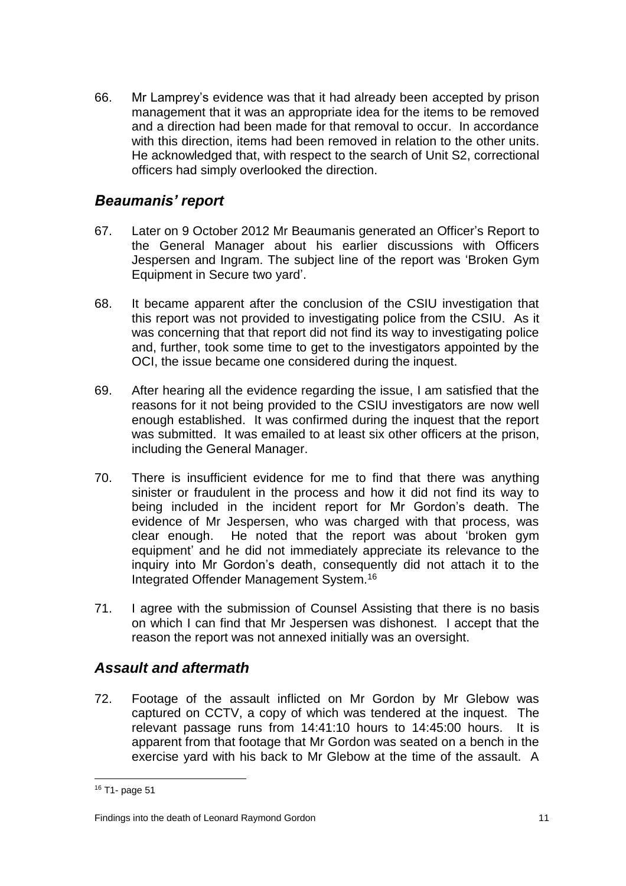66. Mr Lamprey's evidence was that it had already been accepted by prison management that it was an appropriate idea for the items to be removed and a direction had been made for that removal to occur. In accordance with this direction, items had been removed in relation to the other units. He acknowledged that, with respect to the search of Unit S2, correctional officers had simply overlooked the direction.

## *Beaumanis' report*

67. Later on 9 October 2012 Mr Beaumanis generated an Officer's Report to the General Manager about his earlier discussions with Officers Jespersen and Ingram. The subject line of the report was 'Broken Gym Equipment in Secure two yard'.

68. It became apparent after the conclusion of the CSIU investigation that this report was not provided to investigating police from the CSIU. As it was concerning that that report did not find its way to investigating police and, further, took some time to get to the investigators appointed by the OCI, the issue became one considered during the inquest.

69. After hearing all the evidence regarding the issue, I am satisfied that the reasons for it not being provided to the CSIU investigators are now well enough established. It was confirmed during the inquest that the report was submitted. It was emailed to at least six other officers at the prison, including the General Manager.

70. There is insufficient evidence for me to find that there was anything sinister or fraudulent in the process and how it did not find its way to being included in the incident report for Mr Gordon's death. The evidence of Mr Jespersen, who was charged with that process, was clear enough. He noted that the report was about 'broken gym equipment' and he did not immediately appreciate its relevance to the inquiry into Mr Gordon's death, consequently did not attach it to the Integrated Offender Management System.[16]

71. I agree with the submission of Counsel Assisting that there is no basis on which I can find that Mr Jespersen was dishonest. I accept that the reason the report was not annexed initially was an oversight.

## *Assault and aftermath*

72. Footage of the assault inflicted on Mr Gordon by Mr Glebow was captured on CCTV, a copy of which was tendered at the inquest. The relevant passage runs from 14:41:10 hours to 14:45:00 hours. It is apparent from that footage that Mr Gordon was seated on a bench in the exercise yard with his back to Mr Glebow at the time of the assault. A

[16] T1- page 51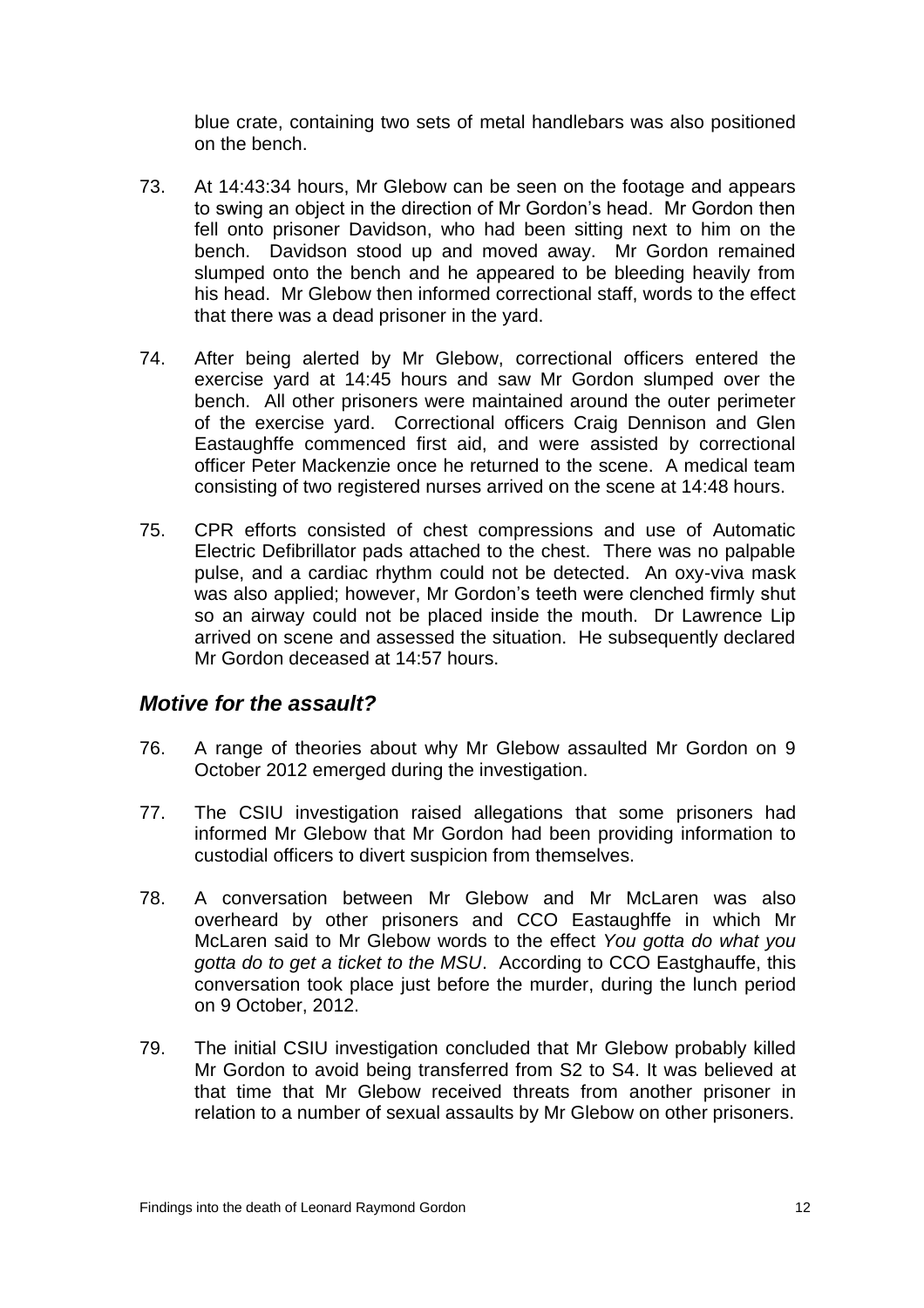blue crate, containing two sets of metal handlebars was also positioned on the bench.

73. At 14:43:34 hours, Mr Glebow can be seen on the footage and appears to swing an object in the direction of Mr Gordon's head. Mr Gordon then fell onto prisoner Davidson, who had been sitting next to him on the bench. Davidson stood up and moved away. Mr Gordon remained slumped onto the bench and he appeared to be bleeding heavily from his head. Mr Glebow then informed correctional staff, words to the effect that there was a dead prisoner in the yard.

74. After being alerted by Mr Glebow, correctional officers entered the exercise yard at 14:45 hours and saw Mr Gordon slumped over the bench. All other prisoners were maintained around the outer perimeter of the exercise yard. Correctional officers Craig Dennison and Glen Eastaughffe commenced first aid, and were assisted by correctional officer Peter Mackenzie once he returned to the scene. A medical team consisting of two registered nurses arrived on the scene at 14:48 hours.

75. CPR efforts consisted of chest compressions and use of Automatic Electric Defibrillator pads attached to the chest. There was no palpable pulse, and a cardiac rhythm could not be detected. An oxy-viva mask was also applied; however, Mr Gordon's teeth were clenched firmly shut so an airway could not be placed inside the mouth. Dr Lawrence Lip arrived on scene and assessed the situation. He subsequently declared Mr Gordon deceased at 14:57 hours.

## *Motive for the assault?*

76. A range of theories about why Mr Glebow assaulted Mr Gordon on 9 October 2012 emerged during the investigation.

77. The CSIU investigation raised allegations that some prisoners had informed Mr Glebow that Mr Gordon had been providing information to custodial officers to divert suspicion from themselves.

78. A conversation between Mr Glebow and Mr McLaren was also overheard by other prisoners and CCO Eastaughffe in which Mr McLaren said to Mr Glebow words to the effect *You gotta do what you gotta do to get a ticket to the MSU*. According to CCO Eastghauffe, this conversation took place just before the murder, during the lunch period on 9 October, 2012.

79. The initial CSIU investigation concluded that Mr Glebow probably killed Mr Gordon to avoid being transferred from S2 to S4. It was believed at that time that Mr Glebow received threats from another prisoner in relation to a number of sexual assaults by Mr Glebow on other prisoners.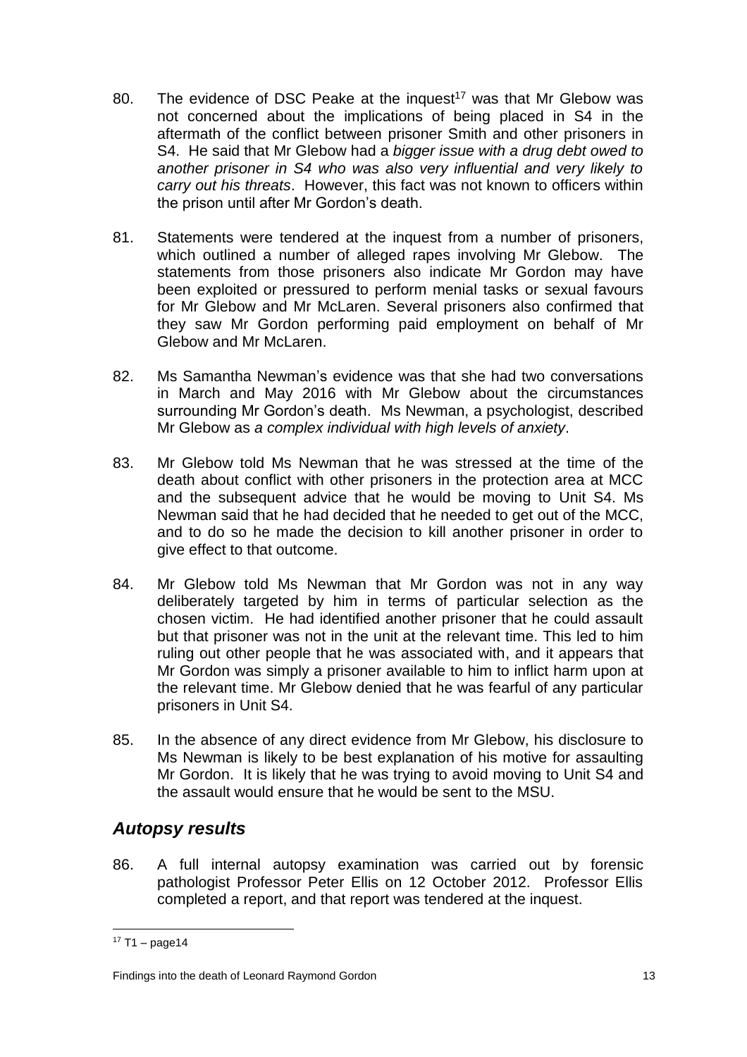80. The evidence of DSC Peake at the inquest[17] was that Mr Glebow was not concerned about the implications of being placed in S4 in the aftermath of the conflict between prisoner Smith and other prisoners in S4. He said that Mr Glebow had a *bigger issue with a drug debt owed to another prisoner in S4 who was also very influential and very likely to carry out his threats*. However, this fact was not known to officers within the prison until after Mr Gordon's death.

81. Statements were tendered at the inquest from a number of prisoners, which outlined a number of alleged rapes involving Mr Glebow. The statements from those prisoners also indicate Mr Gordon may have been exploited or pressured to perform menial tasks or sexual favours for Mr Glebow and Mr McLaren. Several prisoners also confirmed that they saw Mr Gordon performing paid employment on behalf of Mr Glebow and Mr McLaren.

82. Ms Samantha Newman's evidence was that she had two conversations in March and May 2016 with Mr Glebow about the circumstances surrounding Mr Gordon's death. Ms Newman, a psychologist, described Mr Glebow as *a complex individual with high levels of anxiety*.

83. Mr Glebow told Ms Newman that he was stressed at the time of the death about conflict with other prisoners in the protection area at MCC and the subsequent advice that he would be moving to Unit S4. Ms Newman said that he had decided that he needed to get out of the MCC, and to do so he made the decision to kill another prisoner in order to give effect to that outcome.

84. Mr Glebow told Ms Newman that Mr Gordon was not in any way deliberately targeted by him in terms of particular selection as the chosen victim. He had identified another prisoner that he could assault but that prisoner was not in the unit at the relevant time. This led to him ruling out other people that he was associated with, and it appears that Mr Gordon was simply a prisoner available to him to inflict harm upon at the relevant time. Mr Glebow denied that he was fearful of any particular prisoners in Unit S4.

85. In the absence of any direct evidence from Mr Glebow, his disclosure to Ms Newman is likely to be best explanation of his motive for assaulting Mr Gordon. It is likely that he was trying to avoid moving to Unit S4 and the assault would ensure that he would be sent to the MSU.

## *Autopsy results*

86. A full internal autopsy examination was carried out by forensic pathologist Professor Peter Ellis on 12 October 2012. Professor Ellis completed a report, and that report was tendered at the inquest.

[17] T1 – page14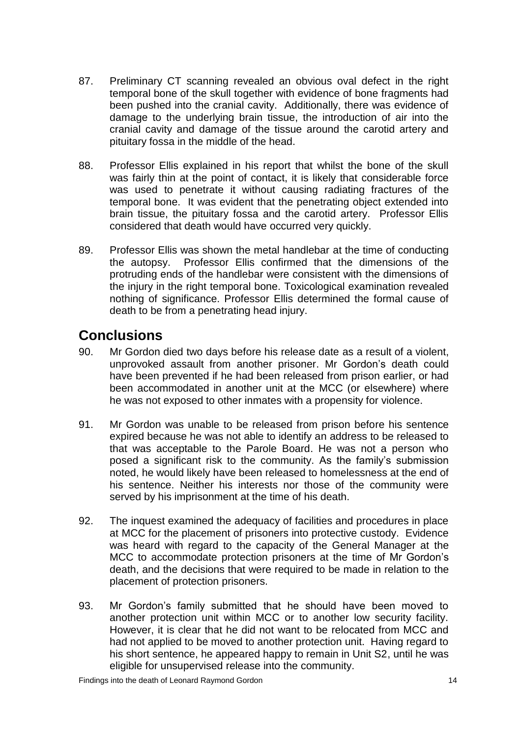87. Preliminary CT scanning revealed an obvious oval defect in the right temporal bone of the skull together with evidence of bone fragments had been pushed into the cranial cavity. Additionally, there was evidence of damage to the underlying brain tissue, the introduction of air into the cranial cavity and damage of the tissue around the carotid artery and pituitary fossa in the middle of the head.

88. Professor Ellis explained in his report that whilst the bone of the skull was fairly thin at the point of contact, it is likely that considerable force was used to penetrate it without causing radiating fractures of the temporal bone. It was evident that the penetrating object extended into brain tissue, the pituitary fossa and the carotid artery. Professor Ellis considered that death would have occurred very quickly.

89. Professor Ellis was shown the metal handlebar at the time of conducting the autopsy. Professor Ellis confirmed that the dimensions of the protruding ends of the handlebar were consistent with the dimensions of the injury in the right temporal bone. Toxicological examination revealed nothing of significance. Professor Ellis determined the formal cause of death to be from a penetrating head injury.

## Conclusions

90. Mr Gordon died two days before his release date as a result of a violent, unprovoked assault from another prisoner. Mr Gordon's death could have been prevented if he had been released from prison earlier, or had been accommodated in another unit at the MCC (or elsewhere) where he was not exposed to other inmates with a propensity for violence.

91. Mr Gordon was unable to be released from prison before his sentence expired because he was not able to identify an address to be released to that was acceptable to the Parole Board. He was not a person who posed a significant risk to the community. As the family's submission noted, he would likely have been released to homelessness at the end of his sentence. Neither his interests nor those of the community were served by his imprisonment at the time of his death.

92. The inquest examined the adequacy of facilities and procedures in place at MCC for the placement of prisoners into protective custody. Evidence was heard with regard to the capacity of the General Manager at the MCC to accommodate protection prisoners at the time of Mr Gordon's death, and the decisions that were required to be made in relation to the placement of protection prisoners.

93. Mr Gordon's family submitted that he should have been moved to another protection unit within MCC or to another low security facility. However, it is clear that he did not want to be relocated from MCC and had not applied to be moved to another protection unit. Having regard to his short sentence, he appeared happy to remain in Unit S2, until he was eligible for unsupervised release into the community.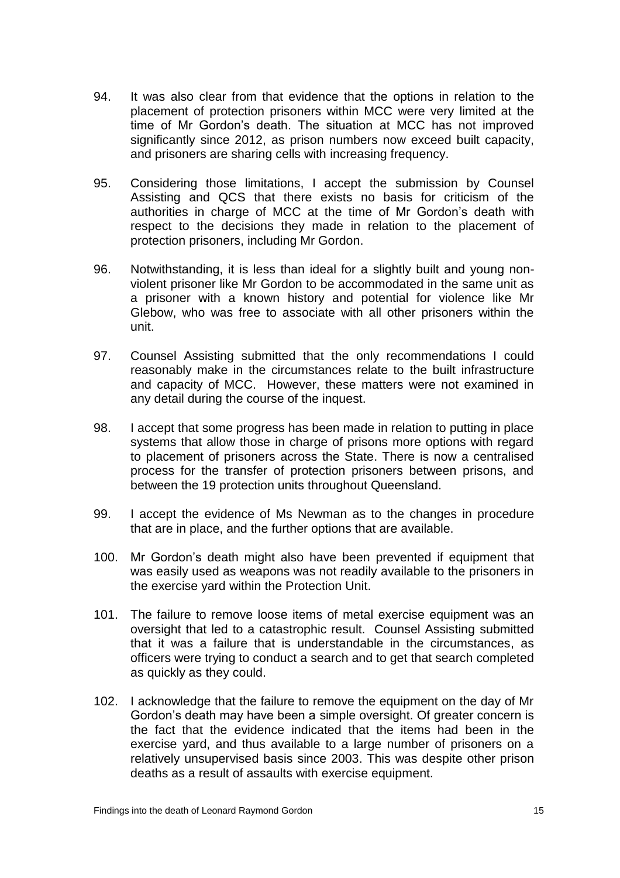94. It was also clear from that evidence that the options in relation to the placement of protection prisoners within MCC were very limited at the time of Mr Gordon's death. The situation at MCC has not improved significantly since 2012, as prison numbers now exceed built capacity, and prisoners are sharing cells with increasing frequency.

95. Considering those limitations, I accept the submission by Counsel Assisting and QCS that there exists no basis for criticism of the authorities in charge of MCC at the time of Mr Gordon's death with respect to the decisions they made in relation to the placement of protection prisoners, including Mr Gordon.

96. Notwithstanding, it is less than ideal for a slightly built and young non-violent prisoner like Mr Gordon to be accommodated in the same unit as a prisoner with a known history and potential for violence like Mr Glebow, who was free to associate with all other prisoners within the unit.

97. Counsel Assisting submitted that the only recommendations I could reasonably make in the circumstances relate to the built infrastructure and capacity of MCC. However, these matters were not examined in any detail during the course of the inquest.

98. I accept that some progress has been made in relation to putting in place systems that allow those in charge of prisons more options with regard to placement of prisoners across the State. There is now a centralised process for the transfer of protection prisoners between prisons, and between the 19 protection units throughout Queensland.

99. I accept the evidence of Ms Newman as to the changes in procedure that are in place, and the further options that are available.

100. Mr Gordon's death might also have been prevented if equipment that was easily used as weapons was not readily available to the prisoners in the exercise yard within the Protection Unit.

101. The failure to remove loose items of metal exercise equipment was an oversight that led to a catastrophic result. Counsel Assisting submitted that it was a failure that is understandable in the circumstances, as officers were trying to conduct a search and to get that search completed as quickly as they could.

102. I acknowledge that the failure to remove the equipment on the day of Mr Gordon's death may have been a simple oversight. Of greater concern is the fact that the evidence indicated that the items had been in the exercise yard, and thus available to a large number of prisoners on a relatively unsupervised basis since 2003. This was despite other prison deaths as a result of assaults with exercise equipment.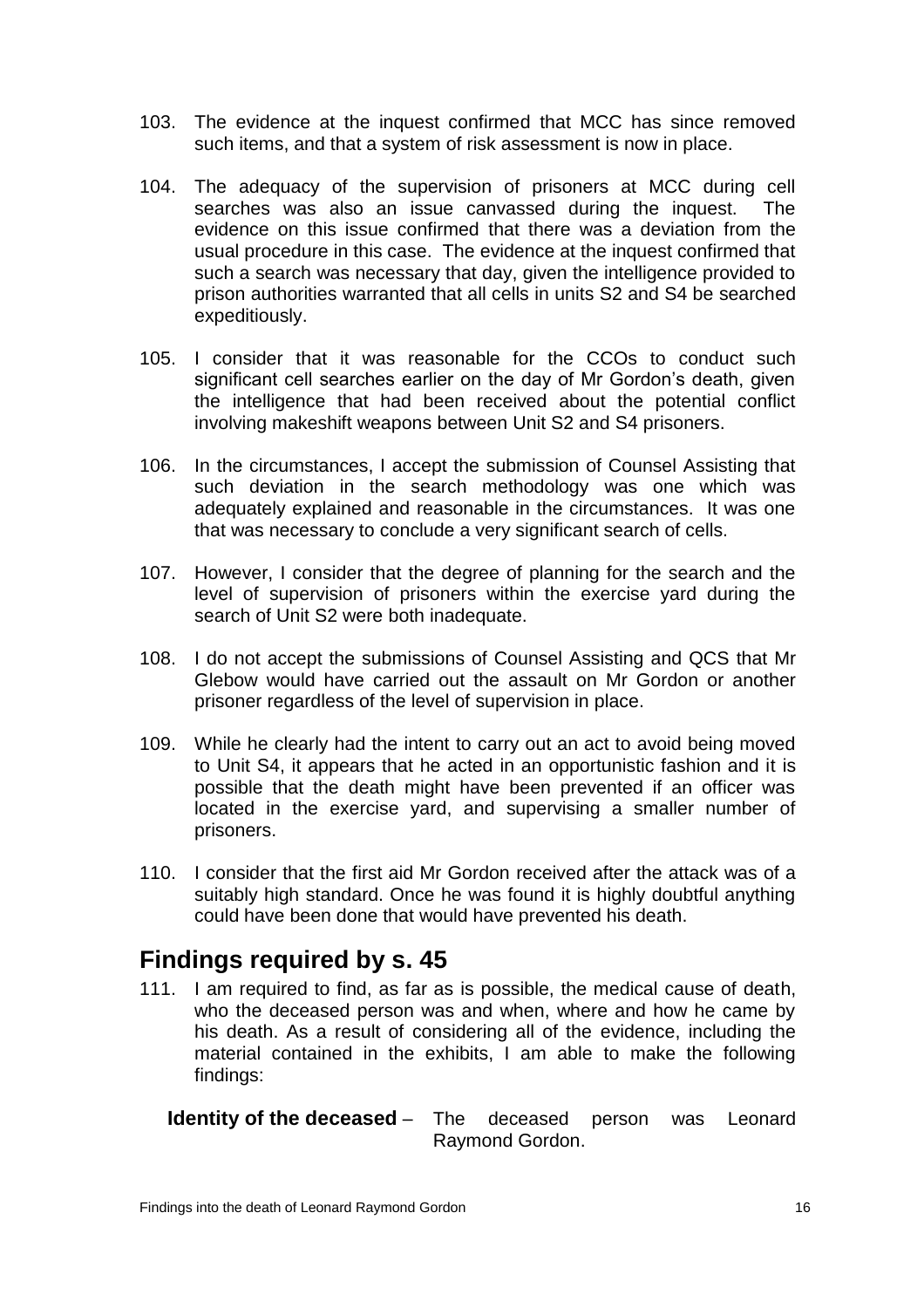103. The evidence at the inquest confirmed that MCC has since removed such items, and that a system of risk assessment is now in place.

104. The adequacy of the supervision of prisoners at MCC during cell searches was also an issue canvassed during the inquest. The evidence on this issue confirmed that there was a deviation from the usual procedure in this case. The evidence at the inquest confirmed that such a search was necessary that day, given the intelligence provided to prison authorities warranted that all cells in units S2 and S4 be searched expeditiously.

105. I consider that it was reasonable for the CCOs to conduct such significant cell searches earlier on the day of Mr Gordon's death, given the intelligence that had been received about the potential conflict involving makeshift weapons between Unit S2 and S4 prisoners.

106. In the circumstances, I accept the submission of Counsel Assisting that such deviation in the search methodology was one which was adequately explained and reasonable in the circumstances. It was one that was necessary to conclude a very significant search of cells.

107. However, I consider that the degree of planning for the search and the level of supervision of prisoners within the exercise yard during the search of Unit S2 were both inadequate.

108. I do not accept the submissions of Counsel Assisting and QCS that Mr Glebow would have carried out the assault on Mr Gordon or another prisoner regardless of the level of supervision in place.

109. While he clearly had the intent to carry out an act to avoid being moved to Unit S4, it appears that he acted in an opportunistic fashion and it is possible that the death might have been prevented if an officer was located in the exercise yard, and supervising a smaller number of prisoners.

110. I consider that the first aid Mr Gordon received after the attack was of a suitably high standard. Once he was found it is highly doubtful anything could have been done that would have prevented his death.

## Findings required by s. 45

111. I am required to find, as far as is possible, the medical cause of death, who the deceased person was and when, where and how he came by his death. As a result of considering all of the evidence, including the material contained in the exhibits, I am able to make the following findings:

**Identity of the deceased** – The deceased person was Leonard Raymond Gordon.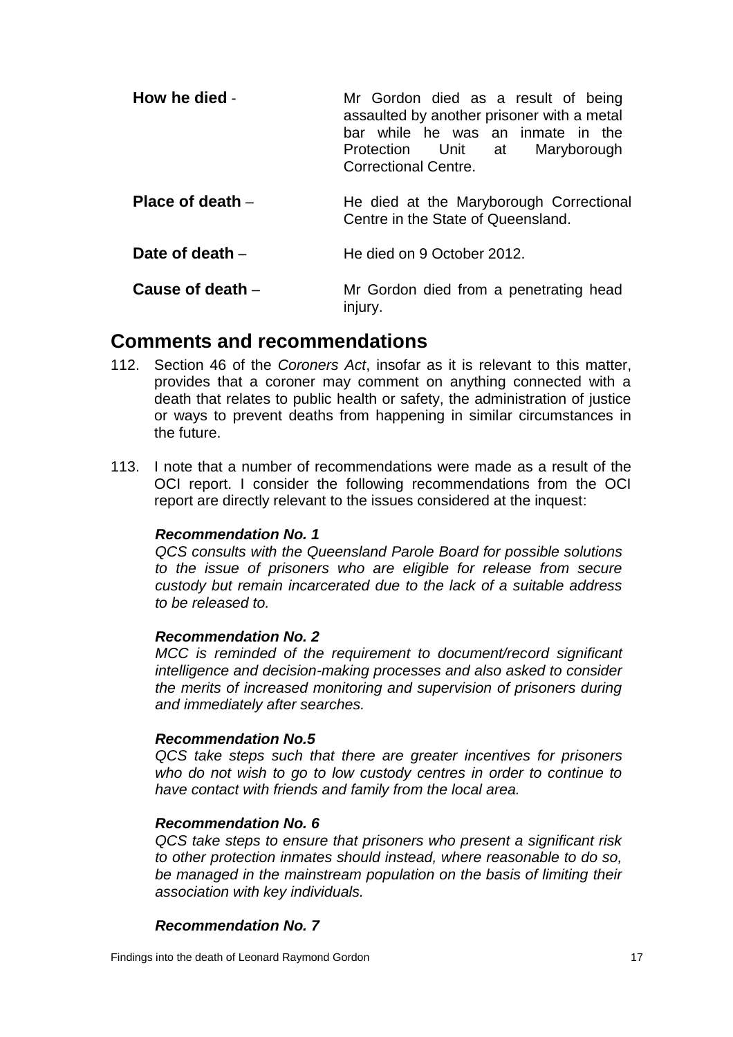**How he died** - Mr Gordon died as a result of being assaulted by another prisoner with a metal bar while he was an inmate in the Protection Unit at Maryborough Correctional Centre.

**Place of death** – He died at the Maryborough Correctional Centre in the State of Queensland.

**Date of death** – He died on 9 October 2012.

**Cause of death** – Mr Gordon died from a penetrating head injury.

# Comments and recommendations

112. Section 46 of the *Coroners Act*, insofar as it is relevant to this matter, provides that a coroner may comment on anything connected with a death that relates to public health or safety, the administration of justice or ways to prevent deaths from happening in similar circumstances in the future.

113. I note that a number of recommendations were made as a result of the OCI report. I consider the following recommendations from the OCI report are directly relevant to the issues considered at the inquest:

***Recommendation No. 1***
*QCS consults with the Queensland Parole Board for possible solutions to the issue of prisoners who are eligible for release from secure custody but remain incarcerated due to the lack of a suitable address to be released to.*

***Recommendation No. 2***
*MCC is reminded of the requirement to document/record significant intelligence and decision-making processes and also asked to consider the merits of increased monitoring and supervision of prisoners during and immediately after searches.*

***Recommendation No.5***
*QCS take steps such that there are greater incentives for prisoners who do not wish to go to low custody centres in order to continue to have contact with friends and family from the local area.*

***Recommendation No. 6***
*QCS take steps to ensure that prisoners who present a significant risk to other protection inmates should instead, where reasonable to do so, be managed in the mainstream population on the basis of limiting their association with key individuals.*

***Recommendation No. 7***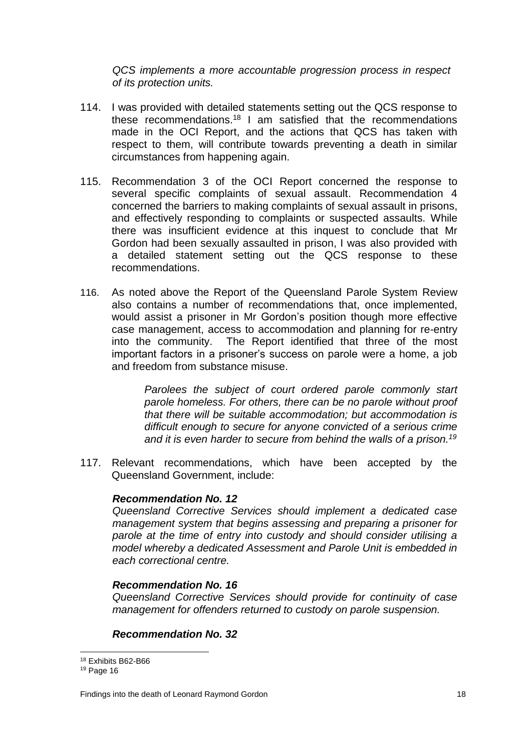*QCS implements a more accountable progression process in respect of its protection units.*

114. I was provided with detailed statements setting out the QCS response to these recommendations.[18] I am satisfied that the recommendations made in the OCI Report, and the actions that QCS has taken with respect to them, will contribute towards preventing a death in similar circumstances from happening again.

115. Recommendation 3 of the OCI Report concerned the response to several specific complaints of sexual assault. Recommendation 4 concerned the barriers to making complaints of sexual assault in prisons, and effectively responding to complaints or suspected assaults. While there was insufficient evidence at this inquest to conclude that Mr Gordon had been sexually assaulted in prison, I was also provided with a detailed statement setting out the QCS response to these recommendations.

116. As noted above the Report of the Queensland Parole System Review also contains a number of recommendations that, once implemented, would assist a prisoner in Mr Gordon's position though more effective case management, access to accommodation and planning for re-entry into the community. The Report identified that three of the most important factors in a prisoner's success on parole were a home, a job and freedom from substance misuse.

> *Parolees the subject of court ordered parole commonly start parole homeless. For others, there can be no parole without proof that there will be suitable accommodation; but accommodation is difficult enough to secure for anyone convicted of a serious crime and it is even harder to secure from behind the walls of a prison.*[19]

117. Relevant recommendations, which have been accepted by the Queensland Government, include:

***Recommendation No. 12***

*Queensland Corrective Services should implement a dedicated case management system that begins assessing and preparing a prisoner for parole at the time of entry into custody and should consider utilising a model whereby a dedicated Assessment and Parole Unit is embedded in each correctional centre.*

***Recommendation No. 16***

*Queensland Corrective Services should provide for continuity of case management for offenders returned to custody on parole suspension.*

***Recommendation No. 32***

---

[18] Exhibits B62-B66

[19] Page 16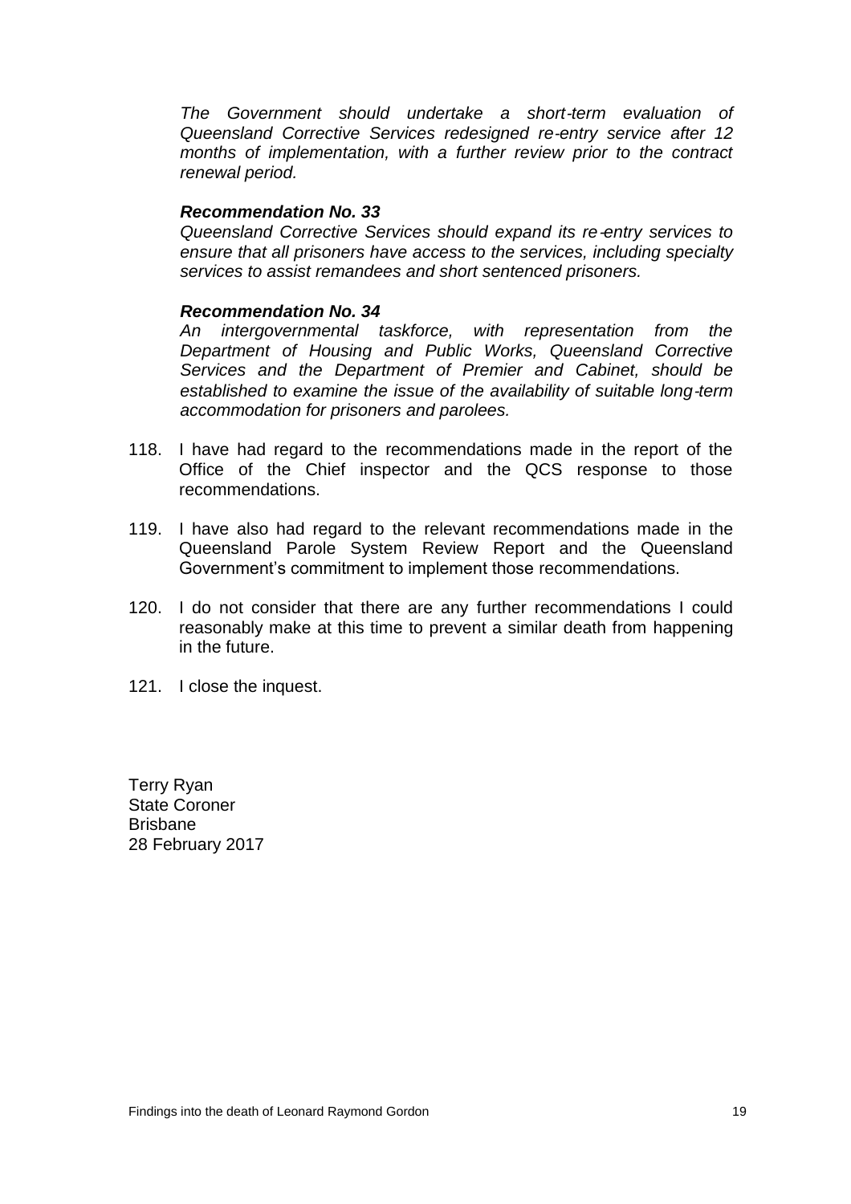*The Government should undertake a short-term evaluation of Queensland Corrective Services redesigned re-entry service after 12 months of implementation, with a further review prior to the contract renewal period.*

***Recommendation No. 33***

*Queensland Corrective Services should expand its re-entry services to ensure that all prisoners have access to the services, including specialty services to assist remandees and short sentenced prisoners.*

***Recommendation No. 34***

*An intergovernmental taskforce, with representation from the Department of Housing and Public Works, Queensland Corrective Services and the Department of Premier and Cabinet, should be established to examine the issue of the availability of suitable long-term accommodation for prisoners and parolees.*

118. I have had regard to the recommendations made in the report of the Office of the Chief inspector and the QCS response to those recommendations.

119. I have also had regard to the relevant recommendations made in the Queensland Parole System Review Report and the Queensland Government's commitment to implement those recommendations.

120. I do not consider that there are any further recommendations I could reasonably make at this time to prevent a similar death from happening in the future.

121. I close the inquest.

Terry Ryan
State Coroner
Brisbane
28 February 2017